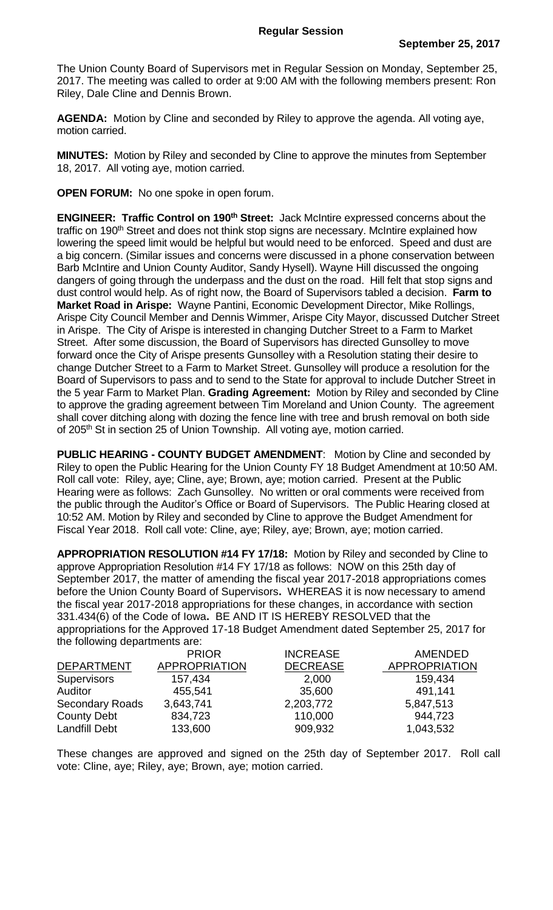**Regular Session**

**September 25, 2017**

The Union County Board of Supervisors met in Regular Session on Monday, September 25, 2017. The meeting was called to order at 9:00 AM with the following members present: Ron Riley, Dale Cline and Dennis Brown.

**AGENDA:** Motion by Cline and seconded by Riley to approve the agenda. All voting aye, motion carried.

**MINUTES:** Motion by Riley and seconded by Cline to approve the minutes from September 18, 2017. All voting aye, motion carried.

**OPEN FORUM:** No one spoke in open forum.

**ENGINEER: Traffic Control on 190th Street:** Jack McIntire expressed concerns about the traffic on 190th Street and does not think stop signs are necessary. McIntire explained how lowering the speed limit would be helpful but would need to be enforced. Speed and dust are a big concern. (Similar issues and concerns were discussed in a phone conservation between Barb McIntire and Union County Auditor, Sandy Hysell). Wayne Hill discussed the ongoing dangers of going through the underpass and the dust on the road. Hill felt that stop signs and dust control would help. As of right now, the Board of Supervisors tabled a decision. **Farm to Market Road in Arispe:** Wayne Pantini, Economic Development Director, Mike Rollings, Arispe City Council Member and Dennis Wimmer, Arispe City Mayor, discussed Dutcher Street in Arispe. The City of Arispe is interested in changing Dutcher Street to a Farm to Market Street. After some discussion, the Board of Supervisors has directed Gunsolley to move forward once the City of Arispe presents Gunsolley with a Resolution stating their desire to change Dutcher Street to a Farm to Market Street. Gunsolley will produce a resolution for the Board of Supervisors to pass and to send to the State for approval to include Dutcher Street in the 5 year Farm to Market Plan. **Grading Agreement:** Motion by Riley and seconded by Cline to approve the grading agreement between Tim Moreland and Union County. The agreement shall cover ditching along with dozing the fence line with tree and brush removal on both side of 205th St in section 25 of Union Township. All voting aye, motion carried.

**PUBLIC HEARING - COUNTY BUDGET AMENDMENT**: Motion by Cline and seconded by Riley to open the Public Hearing for the Union County FY 18 Budget Amendment at 10:50 AM. Roll call vote: Riley, aye; Cline, aye; Brown, aye; motion carried. Present at the Public Hearing were as follows: Zach Gunsolley. No written or oral comments were received from the public through the Auditor's Office or Board of Supervisors. The Public Hearing closed at 10:52 AM. Motion by Riley and seconded by Cline to approve the Budget Amendment for Fiscal Year 2018. Roll call vote: Cline, aye; Riley, aye; Brown, aye; motion carried.

**APPROPRIATION RESOLUTION #14 FY 17/18:** Motion by Riley and seconded by Cline to approve Appropriation Resolution #14 FY 17/18 as follows: NOW on this 25th day of September 2017, the matter of amending the fiscal year 2017-2018 appropriations comes before the Union County Board of Supervisors**.** WHEREAS it is now necessary to amend the fiscal year 2017-2018 appropriations for these changes, in accordance with section 331.434(6) of the Code of Iowa**.** BE AND IT IS HEREBY RESOLVED that the appropriations for the Approved 17-18 Budget Amendment dated September 25, 2017 for the following departments are:

| DEPARTMENT | PRIOR APPROPRIATION | INCREASE DECREASE | AMENDED APPROPRIATION |
|---|---|---|---|
| Supervisors | 157,434 | 2,000 | 159,434 |
| Auditor | 455,541 | 35,600 | 491,141 |
| Secondary Roads | 3,643,741 | 2,203,772 | 5,847,513 |
| County Debt | 834,723 | 110,000 | 944,723 |
| Landfill Debt | 133,600 | 909,932 | 1,043,532 |

These changes are approved and signed on the 25th day of September 2017. Roll call vote: Cline, aye; Riley, aye; Brown, aye; motion carried.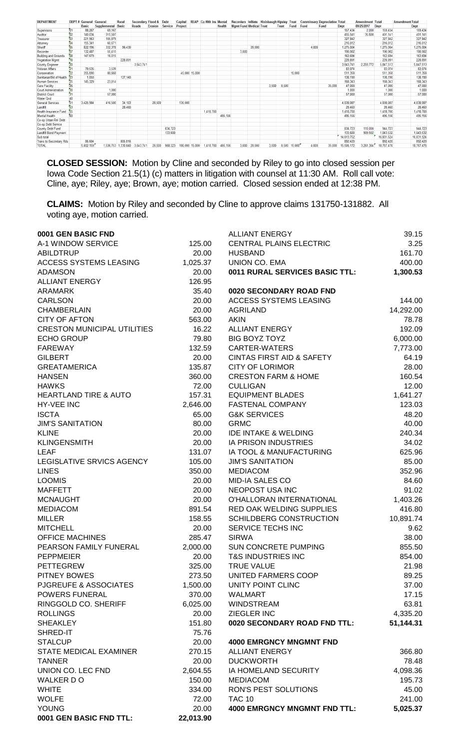| DEPARTMENT | DEPT # | General Basic | General Supplemental | Rural Basic | Secondary Roads | Flood & Erosion | Debt Service | Capital Project | REAP | Co Hlth Ins | Mental Health | Recorders Mgmt Fund | Inmate Medical | Hixinbaugh Trust | Hipsley Trust | Trust Fund | Commissary Fund | Depreciation Fund | Total Dept | Amendment 09/25/2017 | Total Dept | Amendment | Total Dept |
|---|---|---|---|---|---|---|---|---|---|---|---|---|---|---|---|---|---|---|---|---|---|---|---|
| Supervisors | 01 | 88,267 | 69,167 | | | | | | | | | | | | | | | | 157,434 | 2,000 | 159,434 | | 159,434 |
| Auditor | 02 | 140,034 | 315,507 | | | | | | | | | | | | | | | | 455,541 | 35,600 | 491,141 | | 491,141 |
| Treasurer | 03 | 221,963 | 105,879 | | | | | | | | | | | | | | | | 327,842 | | 327,842 | | 327,842 |
| Attorney | 04 | 155,341 | 60,671 | | | | | | | | | | | | | | | | 216,012 | | 216,012 | | 216,012 |
| Sheriff | 05 | 822,196 | 332,378 | 96,430 | | | | | | | | | 20,000 | | | | 4,000 | | 1,275,004 | | 1,275,004 | | 1,275,004 |
| Recorder | 07 | 132,487 | 55,415 | | | | | | | | | 3,000 | | | | | | | 190,902 | | 190,902 | | 190,902 |
| Building and Grounds | 08 | 147,679 | 16,015 | | | | | | | | | | | | | | | | 163,694 | | 163,694 | | 163,694 |
| Vegetation Mgmt | 18 | | | 228,891 | | | | | | | | | | | | | | | 228,891 | | 228,891 | | 228,891 |
| County Engineer | 20 | | | | 3,643,741 | | | | | | | | | | | | | | 3,643,741 | 2,203,772 | 5,847,513 | | 5,847,513 |
| Veteran Affairs | 21 | 79,535 | 3,539 | | | | | | | | | | | | | | | | 83,074 | | 83,074 | | 83,074 |
| Conservation | 22 | 355,690 | 80,668 | | | | | 45,000 | 15,000 | | | | | | | 15,000 | | | 511,358 | | 511,358 | | 511,358 |
| Sanitarian/Bd of Health | 23 | 1,050 | | 137,140 | | | | | | | | | | | | | | | 138,190 | | 138,190 | | 138,190 |
| Human Services | 25 | 145,329 | 23,014 | | | | | | | | | | | | | | | | 168,343 | | 168,343 | | 168,343 |
| Care Facility | 26 | | | | | | | | | | | | | 3,500 | 8,500 | | | 35,000 | 47,000 | | 47,000 | | 47,000 |
| Court Administration | 30 | | 1,000 | | | | | | | | | | | | | | | | 1,000 | | 1,000 | | 1,000 |
| District Court | 31 | | 57,000 | | | | | | | | | | | | | | | | 57,000 | | 57,000 | | 57,000 |
| Water Grid | 40 | | | | | | | | | | | | | | | | | | | | | | |
| General Services | 51 | 3,425,984 | 416,500 | 34,103 | | 26,500 | | 135,000 | | | | | | | | | | | 4,038,087 | | 4,038,087 | | 4,038,087 |
| Landfill | 53 | | | 28,460 | | | | | | | | | | | | | | | 28,460 | | 28,460 | | 28,460 |
| Health Insurance Fund | 55 | | | | | | | | | 1,418,700 | | | | | | | | | 1,418,700 | | 1,418,700 | | 1,418,700 |
| Mental Health | 60 | | | | | | | | | | 495,156 | | | | | | | | 495,156 | | 495,156 | | 495,156 |
| Co-op Urban Rnl Debt | | | | | | | | | | | | | | | | | | | | | | | |
| Co-op Debt Service | | | | | | | | | | | | | | | | | | | | | | | |
| County Debt Fund | | | | | | | 834,723 | | | | | | | | | | | | 834,723 | 110,000 | 944,723 | | 944,723 |
| Landfill Bond Payment | | | | | | | 133,600 | | | | | | | | | | | | 133,600 | 909,932 | 1,043,532 | | 1,043,532 |
| Sub total | | | | | | | | | | | | | | | | | | | 14,613,752 | | 16,831,524 | | 16,831,524 |
| Trans to Secondary Rds | | 86,604 | | 805,816 | | | | | | | | | | | | | | | 892,420 | | 892,420 | | 892,420 |
| TOTAL | | 5,802,159 | 1,536,763 | 1,330,840 | 3,643,741 | 26,500 | 968,323 | 180,000 | 15,000 | 1,418,700 | 495,156 | 3,000 | 20,000 | 3,500 | 8,500 | 15,000 | 4,000 | 35,000 | 15,506,172 | 3,261,304 | 18,767,476 | | 18,767,476 |

**CLOSED SESSION:** Motion by Cline and seconded by Riley to go into closed session per Iowa Code Section 21.5(1) (c) matters in litigation with counsel at 11:30 AM. Roll call vote: Cline, aye; Riley, aye; Brown, aye; motion carried. Closed session ended at 12:38 PM.

**CLAIMS:** Motion by Riley and seconded by Cline to approve claims 131750-131882. All voting aye, motion carried.

| **0001 GEN BASIC FND** | |
|---|---|
| A-1 WINDOW SERVICE | 125.00 |
| ABILDTRUP | 20.00 |
| ACCESS SYSTEMS LEASING | 1,025.37 |
| ADAMSON | 20.00 |
| ALLIANT ENERGY | 126.95 |
| ARAMARK | 35.40 |
| CARLSON | 20.00 |
| CHAMBERLAIN | 20.00 |
| CITY OF AFTON | 563.00 |
| CRESTON MUNICIPAL UTILITIES | 16.22 |
| ECHO GROUP | 79.80 |
| FAREWAY | 132.59 |
| GILBERT | 20.00 |
| GREATAMERICA | 135.87 |
| HANSEN | 360.00 |
| HAWKS | 72.00 |
| HEARTLAND TIRE & AUTO | 157.31 |
| HY-VEE INC | 2,646.00 |
| ISCTA | 65.00 |
| JIM'S SANITATION | 80.00 |
| KLINE | 20.00 |
| KLINGENSMITH | 20.00 |
| LEAF | 131.07 |
| LEGISLATIVE SRVICS AGENCY | 105.00 |
| LINES | 350.00 |
| LOOMIS | 20.00 |
| MAFFETT | 20.00 |
| MCNAUGHT | 20.00 |
| MEDIACOM | 891.54 |
| MILLER | 158.55 |
| MITCHELL | 20.00 |
| OFFICE MACHINES | 285.47 |
| PEARSON FAMILY FUNERAL | 2,000.00 |
| PEPPMEIER | 20.00 |
| PETTEGREW | 325.00 |
| PITNEY BOWES | 273.50 |
| PJGREUFE & ASSOCIATES | 1,500.00 |
| POWERS FUNERAL | 370.00 |
| RINGGOLD CO. SHERIFF | 6,025.00 |
| ROLLINGS | 20.00 |
| SHEAKLEY | 151.80 |
| SHRED-IT | 75.76 |
| STALCUP | 20.00 |
| STATE MEDICAL EXAMINER | 270.15 |
| TANNER | 20.00 |
| UNION CO. LEC FND | 2,604.55 |
| WALKER D O | 150.00 |
| WHITE | 334.00 |
| WOLFE | 72.00 |
| YOUNG | 20.00 |
| **0001 GEN BASIC FND TTL:** | **22,013.90** |
| ALLIANT ENERGY | 39.15 |
| CENTRAL PLAINS ELECTRIC | 3.25 |
| HUSBAND | 161.70 |
| UNION CO. EMA | 400.00 |
| **0011 RURAL SERVICES BASIC TTL:** | **1,300.53** |

| **0020 SECONDARY ROAD FND** | |
|---|---|
| ACCESS SYSTEMS LEASING | 144.00 |
| AGRILAND | 14,292.00 |
| AKIN | 78.78 |
| ALLIANT ENERGY | 192.09 |
| BIG BOYZ TOYZ | 6,000.00 |
| CARTER-WATERS | 7,773.00 |
| CINTAS FIRST AID & SAFETY | 64.19 |
| CITY OF LORIMOR | 28.00 |
| CRESTON FARM & HOME | 160.54 |
| CULLIGAN | 12.00 |
| EQUIPMENT BLADES | 1,641.27 |
| FASTENAL COMPANY | 123.03 |
| G&K SERVICES | 48.20 |
| GRMC | 40.00 |
| IDE INTAKE & WELDING | 240.34 |
| IA PRISON INDUSTRIES | 34.02 |
| IA TOOL & MANUFACTURING | 625.96 |
| JIM'S SANITATION | 85.00 |
| MEDIACOM | 352.96 |
| MID-IA SALES CO | 84.60 |
| NEOPOST USA INC | 91.02 |
| O'HALLORAN INTERNATIONAL | 1,403.26 |
| RED OAK WELDING SUPPLIES | 416.80 |
| SCHILDBERG CONSTRUCTION | 10,891.74 |
| SERVICE TECHS INC | 9.62 |
| SIRWA | 38.00 |
| SUN CONCRETE PUMPING | 855.50 |
| T&S INDUSTRIES INC | 854.00 |
| TRUE VALUE | 21.98 |
| UNITED FARMERS COOP | 89.25 |
| UNITY POINT CLINC | 37.00 |
| WALMART | 17.15 |
| WINDSTREAM | 63.81 |
| ZIEGLER INC | 4,335.20 |
| **0020 SECONDARY ROAD FND TTL:** | **51,144.31** |

| **4000 EMRGNCY MNGMNT FND** | |
|---|---|
| ALLIANT ENERGY | 366.80 |
| DUCKWORTH | 78.48 |
| IA HOMELAND SECURITY | 4,098.36 |
| MEDIACOM | 195.73 |
| RON'S PEST SOLUTIONS | 45.00 |
| TAC 10 | 241.00 |
| **4000 EMRGNCY MNGMNT FND TTL:** | **5,025.37** |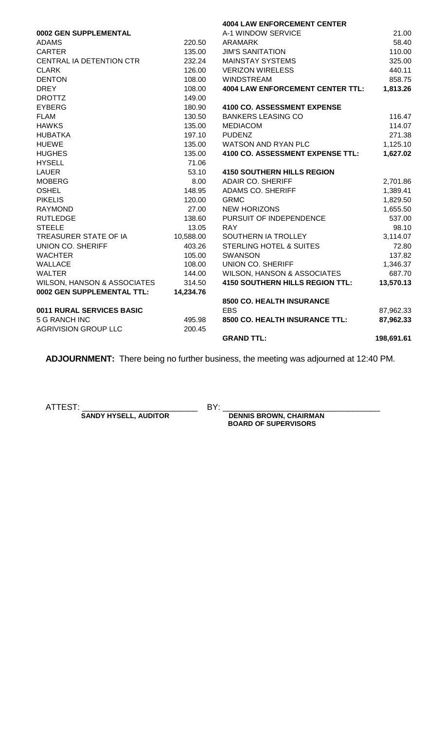| | |
|---|---|
| **0002 GEN SUPPLEMENTAL** | |
| ADAMS | 220.50 |
| CARTER | 135.00 |
| CENTRAL IA DETENTION CTR | 232.24 |
| CLARK | 126.00 |
| DENTON | 108.00 |
| DREY | 108.00 |
| DROTTZ | 149.00 |
| EYBERG | 180.90 |
| FLAM | 130.50 |
| HAWKS | 135.00 |
| HUBATKA | 197.10 |
| HUEWE | 135.00 |
| HUGHES | 135.00 |
| HYSELL | 71.06 |
| LAUER | 53.10 |
| MOBERG | 8.00 |
| OSHEL | 148.95 |
| PIKELIS | 120.00 |
| RAYMOND | 27.00 |
| RUTLEDGE | 138.60 |
| STEELE | 13.05 |
| TREASURER STATE OF IA | 10,588.00 |
| UNION CO. SHERIFF | 403.26 |
| WACHTER | 105.00 |
| WALLACE | 108.00 |
| WALTER | 144.00 |
| WILSON, HANSON & ASSOCIATES | 314.50 |
| **0002 GEN SUPPLEMENTAL TTL:** | **14,234.76** |
| | |
| **0011 RURAL SERVICES BASIC** | |
| 5 G RANCH INC | 495.98 |
| AGRIVISION GROUP LLC | 200.45 |
| | |
| **4004 LAW ENFORCEMENT CENTER** | |
| A-1 WINDOW SERVICE | 21.00 |
| ARAMARK | 58.40 |
| JIM'S SANITATION | 110.00 |
| MAINSTAY SYSTEMS | 325.00 |
| VERIZON WIRELESS | 440.11 |
| WINDSTREAM | 858.75 |
| **4004 LAW ENFORCEMENT CENTER TTL:** | **1,813.26** |
| | |
| **4100 CO. ASSESSMENT EXPENSE** | |
| BANKERS LEASING CO | 116.47 |
| MEDIACOM | 114.07 |
| PUDENZ | 271.38 |
| WATSON AND RYAN PLC | 1,125.10 |
| **4100 CO. ASSESSMENT EXPENSE TTL:** | **1,627.02** |
| | |
| **4150 SOUTHERN HILLS REGION** | |
| ADAIR CO. SHERIFF | 2,701.86 |
| ADAMS CO. SHERIFF | 1,389.41 |
| GRMC | 1,829.50 |
| NEW HORIZONS | 1,655.50 |
| PURSUIT OF INDEPENDENCE | 537.00 |
| RAY | 98.10 |
| SOUTHERN IA TROLLEY | 3,114.07 |
| STERLING HOTEL & SUITES | 72.80 |
| SWANSON | 137.82 |
| UNION CO. SHERIFF | 1,346.37 |
| WILSON, HANSON & ASSOCIATES | 687.70 |
| **4150 SOUTHERN HILLS REGION TTL:** | **13,570.13** |
| | |
| **8500 CO. HEALTH INSURANCE** | |
| EBS | 87,962.33 |
| **8500 CO. HEALTH INSURANCE TTL:** | **87,962.33** |
| | |
| **GRAND TTL:** | **198,691.61** |

**ADJOURNMENT:** There being no further business, the meeting was adjourned at 12:40 PM.

ATTEST: \_\_\_\_\_\_\_\_\_\_\_\_\_\_\_\_\_\_\_\_\_\_\_\_\_ BY: \_\_\_\_\_\_\_\_\_\_\_\_\_\_\_\_\_\_\_\_\_\_\_\_\_\_\_\_\_\_\_\_\_\_

**SANDY HYSELL, AUDITOR** **DENNIS BROWN, CHAIRMAN**
**BOARD OF SUPERVISORS**